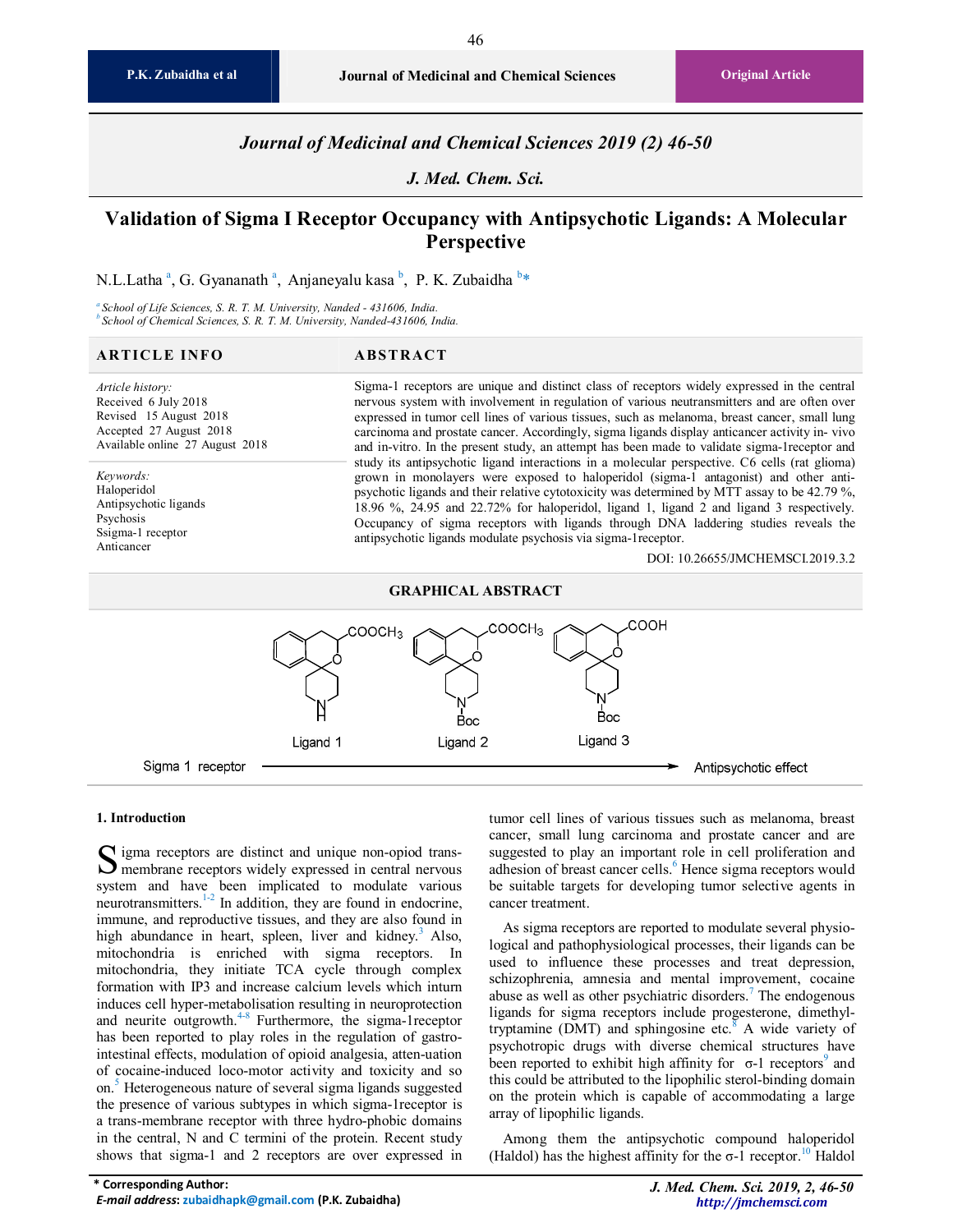# Validation of Sigma I Receptor Occupancy with Antipsychotic Ligands: A Molecular Perspective

N.L.Latha [a], G. Gyananath [a], Anjaneyalu kasa [b], P. K. Zubaidha [b]*

[a] School of Life Sciences, S. R. T. M. University, Nanded - 431606, India.
[b] School of Chemical Sciences, S. R. T. M. University, Nanded-431606, India.

## ARTICLE INFO

*Article history:*
Received 6 July 2018
Revised 15 August 2018
Accepted 27 August 2018
Available online 27 August 2018

*Keywords:*
Haloperidol
Antipsychotic ligands
Psychosis
Ssigma-1 receptor
Anticancer

## ABSTRACT

Sigma-1 receptors are unique and distinct class of receptors widely expressed in the central nervous system with involvement in regulation of various neutransmitters and are often over expressed in tumor cell lines of various tissues, such as melanoma, breast cancer, small lung carcinoma and prostate cancer. Accordingly, sigma ligands display anticancer activity in- vivo and in-vitro. In the present study, an attempt has been made to validate sigma-1receptor and study its antipsychotic ligand interactions in a molecular perspective. C6 cells (rat glioma) grown in monolayers were exposed to haloperidol (sigma-1 antagonist) and other anti-psychotic ligands and their relative cytotoxicity was determined by MTT assay to be 42.79 %, 18.96 %, 24.95 and 22.72% for haloperidol, ligand 1, ligand 2 and ligand 3 respectively. Occupancy of sigma receptors with ligands through DNA laddering studies reveals the antipsychotic ligands modulate psychosis via sigma-1receptor.

DOI: 10.26655/JMCHEMSCI.2019.3.2

## GRAPHICAL ABSTRACT

Ligand 1 ($COOCH_3$, NH) — Ligand 2 ($COOCH_3$, N-Boc) — Ligand 3 (COOH, N-Boc)

Sigma 1 receptor → Antipsychotic effect

## 1. Introduction

Sigma receptors are distinct and unique non-opiod trans-membrane receptors widely expressed in central nervous system and have been implicated to modulate various neurotransmitters.[1-2] In addition, they are found in endocrine, immune, and reproductive tissues, and they are also found in high abundance in heart, spleen, liver and kidney.[3] Also, mitochondria is enriched with sigma receptors. In mitochondria, they initiate TCA cycle through complex formation with IP3 and increase calcium levels which inturn induces cell hyper-metabolisation resulting in neuroprotection and neurite outgrowth.[4-8] Furthermore, the sigma-1receptor has been reported to play roles in the regulation of gastro-intestinal effects, modulation of opioid analgesia, atten-uation of cocaine-induced loco-motor activity and toxicity and so on.[5] Heterogeneous nature of several sigma ligands suggested the presence of various subtypes in which sigma-1receptor is a trans-membrane receptor with three hydro-phobic domains in the central, N and C termini of the protein. Recent study shows that sigma-1 and 2 receptors are over expressed in tumor cell lines of various tissues such as melanoma, breast cancer, small lung carcinoma and prostate cancer and are suggested to play an important role in cell proliferation and adhesion of breast cancer cells.[6] Hence sigma receptors would be suitable targets for developing tumor selective agents in cancer treatment.

As sigma receptors are reported to modulate several physio-logical and pathophysiological processes, their ligands can be used to influence these processes and treat depression, schizophrenia, amnesia and mental improvement, cocaine abuse as well as other psychiatric disorders.[7] The endogenous ligands for sigma receptors include progesterone, dimethyl-tryptamine (DMT) and sphingosine etc.[8] A wide variety of psychotropic drugs with diverse chemical structures have been reported to exhibit high affinity for σ-1 receptors[9] and this could be attributed to the lipophilic sterol-binding domain on the protein which is capable of accommodating a large array of lipophilic ligands.

Among them the antipsychotic compound haloperidol (Haldol) has the highest affinity for the σ-1 receptor.[10] Haldol

\* **Corresponding Author:**
***E-mail address*: zubaidhapk@gmail.com (P.K. Zubaidha)**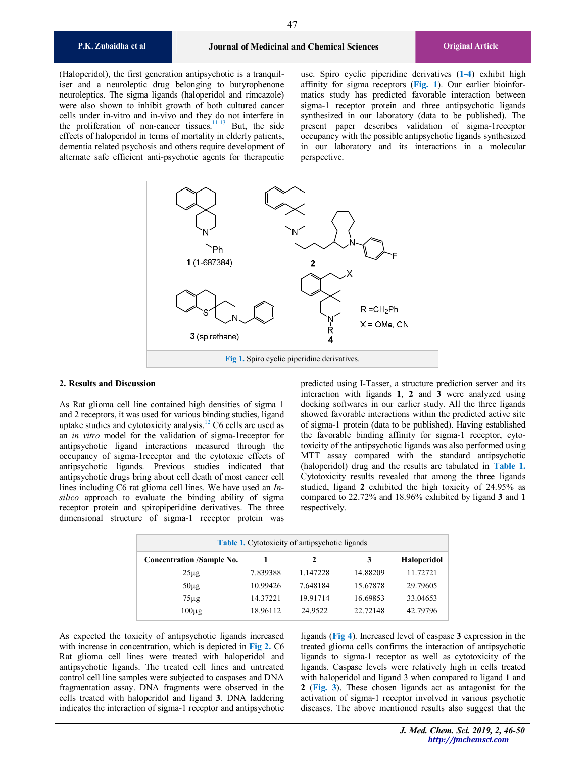(Haloperidol), the first generation antipsychotic is a tranquiliser and a neuroleptic drug belonging to butyrophenone neuroleptics. The sigma ligands (haloperidol and rimcazole) were also shown to inhibit growth of both cultured cancer cells under in-vitro and in-vivo and they do not interfere in the proliferation of non-cancer tissues.[11-13] But, the side effects of haloperidol in terms of mortality in elderly patients, dementia related psychosis and others require development of alternate safe efficient anti-psychotic agents for therapeutic use. Spiro cyclic piperidine derivatives (1-4) exhibit high affinity for sigma receptors (Fig. 1). Our earlier bioinformatics study has predicted favorable interaction between sigma-1 receptor protein and three antipsychotic ligands synthesized in our laboratory (data to be published). The present paper describes validation of sigma-1receptor occupancy with the possible antipsychotic ligands synthesized in our laboratory and its interactions in a molecular perspective.

**Fig 1.** Spiro cyclic piperidine derivatives.

## 2. Results and Discussion

As Rat glioma cell line contained high densities of sigma 1 and 2 receptors, it was used for various binding studies, ligand uptake studies and cytotoxicity analysis.[12] C6 cells are used as an *in vitro* model for the validation of sigma-1receptor for antipsychotic ligand interactions measured through the occupancy of sigma-1receptor and the cytotoxic effects of antipsychotic ligands. Previous studies indicated that antipsychotic drugs bring about cell death of most cancer cell lines including C6 rat glioma cell lines. We have used an *In-silico* approach to evaluate the binding ability of sigma receptor protein and spiropiperidine derivatives. The three dimensional structure of sigma-1 receptor protein was predicted using I-Tasser, a structure prediction server and its interaction with ligands **1**, **2** and **3** were analyzed using docking softwares in our earlier study. All the three ligands showed favorable interactions within the predicted active site of sigma-1 protein (data to be published). Having established the favorable binding affinity for sigma-1 receptor, cytotoxicity of the antipsychotic ligands was also performed using MTT assay compared with the standard antipsychotic (haloperidol) drug and the results are tabulated in Table 1. Cytotoxicity results revealed that among the three ligands studied, ligand **2** exhibited the high toxicity of 24.95% as compared to 22.72% and 18.96% exhibited by ligand **3** and **1** respectively.

**Table 1.** Cytotoxicity of antipsychotic ligands

| Concentration /Sample No. | 1 | 2 | 3 | Haloperidol |
|---|---|---|---|---|
| 25µg | 7.839388 | 1.147228 | 14.88209 | 11.72721 |
| 50µg | 10.99426 | 7.648184 | 15.67878 | 29.79605 |
| 75µg | 14.37221 | 19.91714 | 16.69853 | 33.04653 |
| 100µg | 18.96112 | 24.9522 | 22.72148 | 42.79796 |

As expected the toxicity of antipsychotic ligands increased with increase in concentration, which is depicted in Fig 2. C6 Rat glioma cell lines were treated with haloperidol and antipsychotic ligands. The treated cell lines and untreated control cell line samples were subjected to caspases and DNA fragmentation assay. DNA fragments were observed in the cells treated with haloperidol and ligand **3**. DNA laddering indicates the interaction of sigma-1 receptor and antipsychotic ligands (Fig 4). Increased level of caspase **3** expression in the treated glioma cells confirms the interaction of antipsychotic ligands to sigma-1 receptor as well as cytotoxicity of the ligands. Caspase levels were relatively high in cells treated with haloperidol and ligand 3 when compared to ligand **1** and **2** (Fig. 3). These chosen ligands act as antagonist for the activation of sigma-1 receptor involved in various psychotic diseases. The above mentioned results also suggest that the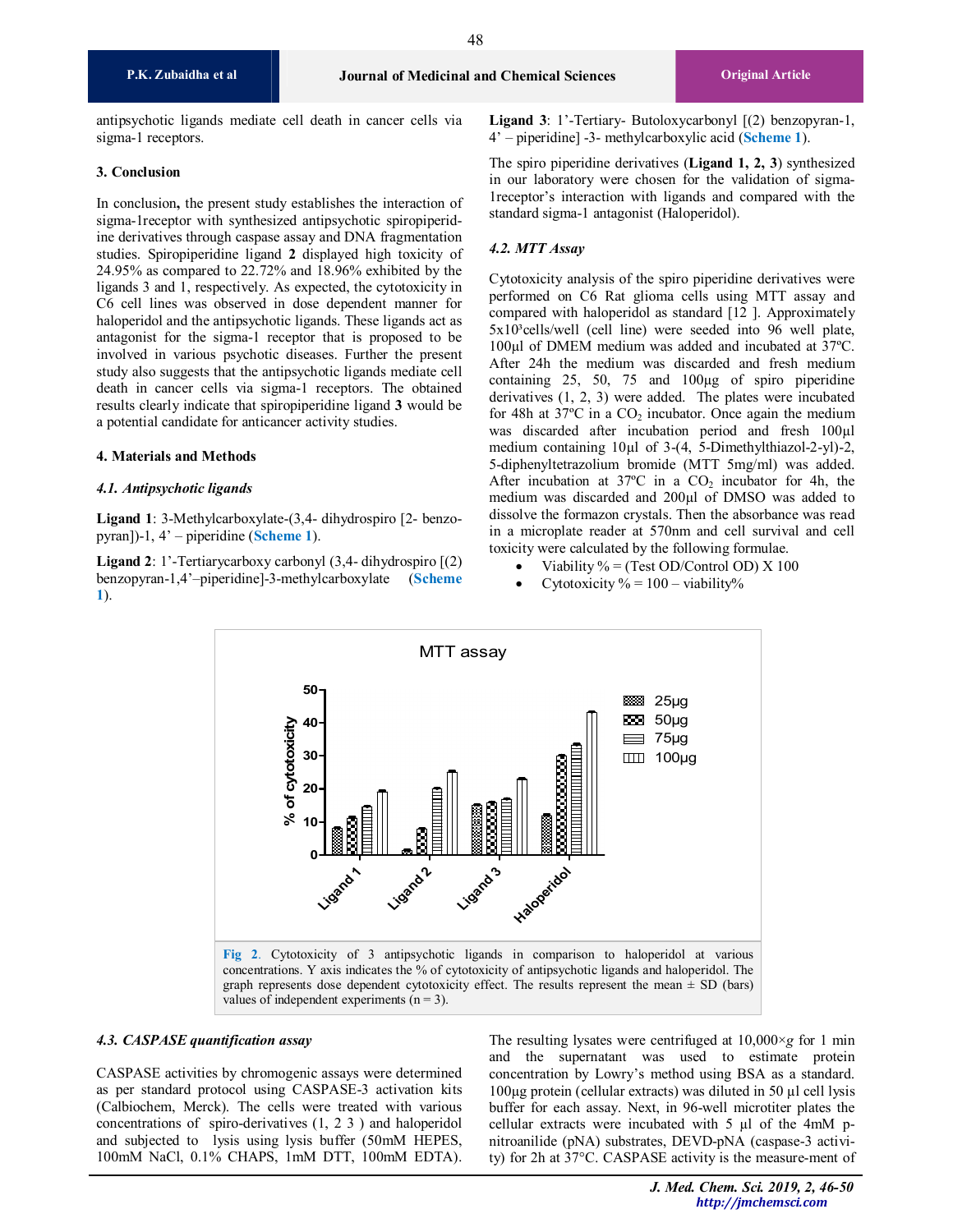antipsychotic ligands mediate cell death in cancer cells via sigma-1 receptors.

### 3. Conclusion

In conclusion, the present study establishes the interaction of sigma-1receptor with synthesized antipsychotic spiropiperidine derivatives through caspase assay and DNA fragmentation studies. Spiropiperidine ligand **2** displayed high toxicity of 24.95% as compared to 22.72% and 18.96% exhibited by the ligands 3 and 1, respectively. As expected, the cytotoxicity in C6 cell lines was observed in dose dependent manner for haloperidol and the antipsychotic ligands. These ligands act as antagonist for the sigma-1 receptor that is proposed to be involved in various psychotic diseases. Further the present study also suggests that the antipsychotic ligands mediate cell death in cancer cells via sigma-1 receptors. The obtained results clearly indicate that spiropiperidine ligand **3** would be a potential candidate for anticancer activity studies.

### 4. Materials and Methods

#### *4.1. Antipsychotic ligands*

**Ligand 1**: 3-Methylcarboxylate-(3,4- dihydrospiro [2- benzopyran])-1, 4' – piperidine (**Scheme 1**).

**Ligand 2**: 1'-Tertiarycarboxy carbonyl (3,4- dihydrospiro [(2) benzopyran-1,4'–piperidine]-3-methylcarboxylate (**Scheme 1**).

**Ligand 3**: 1'-Tertiary- Butoloxycarbonyl [(2) benzopyran-1, 4' – piperidine] -3- methylcarboxylic acid (**Scheme 1**).

The spiro piperidine derivatives (**Ligand 1, 2, 3**) synthesized in our laboratory were chosen for the validation of sigma-1receptor's interaction with ligands and compared with the standard sigma-1 antagonist (Haloperidol).

#### *4.2. MTT Assay*

Cytotoxicity analysis of the spiro piperidine derivatives were performed on C6 Rat glioma cells using MTT assay and compared with haloperidol as standard [12 ]. Approximately $5\times10^3$cells/well (cell line) were seeded into 96 well plate, 100µl of DMEM medium was added and incubated at 37ºC. After 24h the medium was discarded and fresh medium containing 25, 50, 75 and 100µg of spiro piperidine derivatives (1, 2, 3) were added. The plates were incubated for 48h at 37ºC in a $CO_2$ incubator. Once again the medium was discarded after incubation period and fresh 100µl medium containing 10µl of 3-(4, 5-Dimethylthiazol-2-yl)-2, 5-diphenyltetrazolium bromide (MTT 5mg/ml) was added. After incubation at 37ºC in a $CO_2$ incubator for 4h, the medium was discarded and 200µl of DMSO was added to dissolve the formazon crystals. Then the absorbance was read in a microplate reader at 570nm and cell survival and cell toxicity were calculated by the following formulae.

- Viability % = (Test OD/Control OD) X 100
- Cytotoxicity % = 100 – viability%

**Fig 2**. Cytotoxicity of 3 antipsychotic ligands in comparison to haloperidol at various concentrations. Y axis indicates the % of cytotoxicity of antipsychotic ligands and haloperidol. The graph represents dose dependent cytotoxicity effect. The results represent the mean ± SD (bars) values of independent experiments (n = 3).

#### *4.3. CASPASE quantification assay*

CASPASE activities by chromogenic assays were determined as per standard protocol using CASPASE-3 activation kits (Calbiochem, Merck). The cells were treated with various concentrations of spiro-derivatives (1, 2 3 ) and haloperidol and subjected to lysis using lysis buffer (50mM HEPES, 100mM NaCl, 0.1% CHAPS, 1mM DTT, 100mM EDTA). The resulting lysates were centrifuged at 10,000×*g* for 1 min and the supernatant was used to estimate protein concentration by Lowry's method using BSA as a standard. 100µg protein (cellular extracts) was diluted in 50 µl cell lysis buffer for each assay. Next, in 96-well microtiter plates the cellular extracts were incubated with 5 µl of the 4mM p-nitroanilide (pNA) substrates, DEVD-pNA (caspase-3 activity) for 2h at 37°C. CASPASE activity is the measure-ment of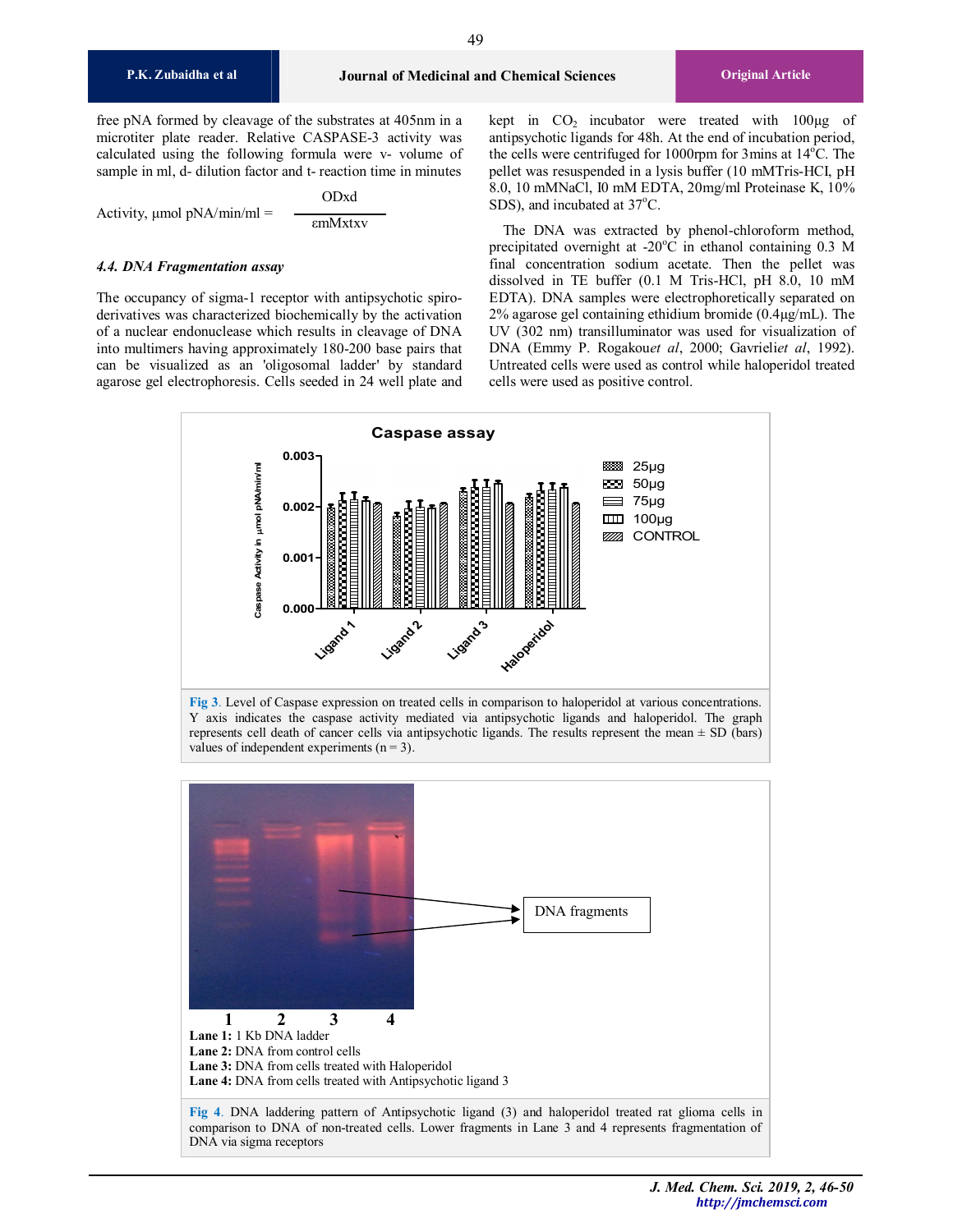free pNA formed by cleavage of the substrates at 405nm in a microtiter plate reader. Relative CASPASE-3 activity was calculated using the following formula were v- volume of sample in ml, d- dilution factor and t- reaction time in minutes

$$\text{Activity, µmol pNA/min/ml} = \frac{\text{ODxd}}{\varepsilon\text{mMxtxv}}$$

### *4.4. DNA Fragmentation assay*

The occupancy of sigma-1 receptor with antipsychotic spiro-derivatives was characterized biochemically by the activation of a nuclear endonuclease which results in cleavage of DNA into multimers having approximately 180-200 base pairs that can be visualized as an 'oligosomal ladder' by standard agarose gel electrophoresis. Cells seeded in 24 well plate and kept in $CO_2$ incubator were treated with 100µg of antipsychotic ligands for 48h. At the end of incubation period, the cells were centrifuged for 1000rpm for 3mins at 14°C. The pellet was resuspended in a lysis buffer (10 mMTris-HCl, pH 8.0, 10 mMNaCl, I0 mM EDTA, 20mg/ml Proteinase K, 10% SDS), and incubated at 37°C.

The DNA was extracted by phenol-chloroform method, precipitated overnight at -20°C in ethanol containing 0.3 M final concentration sodium acetate. Then the pellet was dissolved in TE buffer (0.1 M Tris-HCl, pH 8.0, 10 mM EDTA). DNA samples were electrophoretically separated on 2% agarose gel containing ethidium bromide (0.4µg/mL). The UV (302 nm) transilluminator was used for visualization of DNA (Emmy P. Rogakou*et al*, 2000; Gavrieli*et al*, 1992). Untreated cells were used as control while haloperidol treated cells were used as positive control.

**Fig 3**. Level of Caspase expression on treated cells in comparison to haloperidol at various concentrations. Y axis indicates the caspase activity mediated via antipsychotic ligands and haloperidol. The graph represents cell death of cancer cells via antipsychotic ligands. The results represent the mean ± SD (bars) values of independent experiments (n = 3).

**Lane 1:** 1 Kb DNA ladder
**Lane 2:** DNA from control cells
**Lane 3:** DNA from cells treated with Haloperidol
**Lane 4:** DNA from cells treated with Antipsychotic ligand 3

**Fig 4**. DNA laddering pattern of Antipsychotic ligand (3) and haloperidol treated rat glioma cells in comparison to DNA of non-treated cells. Lower fragments in Lane 3 and 4 represents fragmentation of DNA via sigma receptors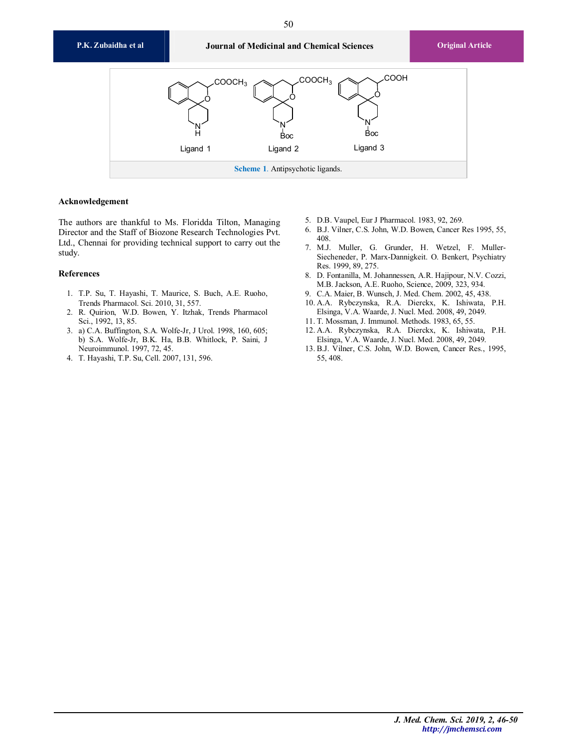Ligand 1

Ligand 2

Ligand 3

**Scheme 1.** Antipsychotic ligands.

## Acknowledgement

The authors are thankful to Ms. Floridda Tilton, Managing Director and the Staff of Biozone Research Technologies Pvt. Ltd., Chennai for providing technical support to carry out the study.

## References

1. T.P. Su, T. Hayashi, T. Maurice, S. Buch, A.E. Ruoho, Trends Pharmacol. Sci. 2010, 31, 557.
2. R. Quirion, W.D. Bowen, Y. Itzhak, Trends Pharmacol Sci., 1992, 13, 85.
3. a) C.A. Buffington, S.A. Wolfe-Jr, J Urol. 1998, 160, 605; b) S.A. Wolfe-Jr, B.K. Ha, B.B. Whitlock, P. Saini, J Neuroimmunol. 1997, 72, 45.
4. T. Hayashi, T.P. Su, Cell. 2007, 131, 596.
5. D.B. Vaupel, Eur J Pharmacol. 1983, 92, 269.
6. B.J. Vilner, C.S. John, W.D. Bowen, Cancer Res 1995, 55, 408.
7. M.J. Muller, G. Grunder, H. Wetzel, F. Muller-Siecheneder, P. Marx-Dannigkeit. O. Benkert, Psychiatry Res. 1999, 89, 275.
8. D. Fontanilla, M. Johannessen, A.R. Hajipour, N.V. Cozzi, M.B. Jackson, A.E. Ruoho, Science, 2009, 323, 934.
9. C.A. Maier, B. Wunsch, J. Med. Chem. 2002, 45, 438.
10. A.A. Rybczynska, R.A. Dierckx, K. Ishiwata, P.H. Elsinga, V.A. Waarde, J. Nucl. Med. 2008, 49, 2049.
11. T. Mossman, J. Immunol. Methods. 1983, 65, 55.
12. A.A. Rybczynska, R.A. Dierckx, K. Ishiwata, P.H. Elsinga, V.A. Waarde, J. Nucl. Med. 2008, 49, 2049.
13. B.J. Vilner, C.S. John, W.D. Bowen, Cancer Res., 1995, 55, 408.